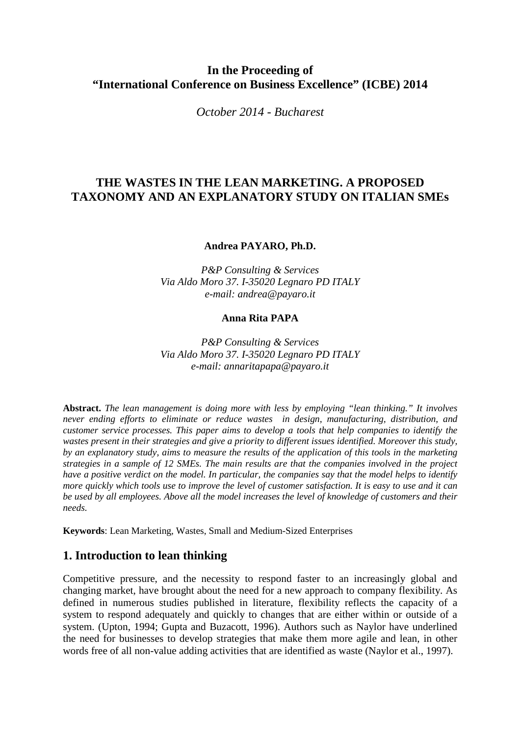**In the Proceeding of**
**"International Conference on Business Excellence" (ICBE) 2014**

*October 2014 - Bucharest*

# THE WASTES IN THE LEAN MARKETING. A PROPOSED TAXONOMY AND AN EXPLANATORY STUDY ON ITALIAN SMEs

**Andrea PAYARO, Ph.D.**

*P&P Consulting & Services*
*Via Aldo Moro 37. I-35020 Legnaro PD ITALY*
*e-mail: andrea@payaro.it*

**Anna Rita PAPA**

*P&P Consulting & Services*
*Via Aldo Moro 37. I-35020 Legnaro PD ITALY*
*e-mail: annaritapapa@payaro.it*

**Abstract.** *The lean management is doing more with less by employing "lean thinking." It involves never ending efforts to eliminate or reduce wastes in design, manufacturing, distribution, and customer service processes. This paper aims to develop a tools that help companies to identify the wastes present in their strategies and give a priority to different issues identified. Moreover this study, by an explanatory study, aims to measure the results of the application of this tools in the marketing strategies in a sample of 12 SMEs. The main results are that the companies involved in the project have a positive verdict on the model. In particular, the companies say that the model helps to identify more quickly which tools use to improve the level of customer satisfaction. It is easy to use and it can be used by all employees. Above all the model increases the level of knowledge of customers and their needs.*

**Keywords**: Lean Marketing, Wastes, Small and Medium-Sized Enterprises

## 1. Introduction to lean thinking

Competitive pressure, and the necessity to respond faster to an increasingly global and changing market, have brought about the need for a new approach to company flexibility. As defined in numerous studies published in literature, flexibility reflects the capacity of a system to respond adequately and quickly to changes that are either within or outside of a system. (Upton, 1994; Gupta and Buzacott, 1996). Authors such as Naylor have underlined the need for businesses to develop strategies that make them more agile and lean, in other words free of all non-value adding activities that are identified as waste (Naylor et al., 1997).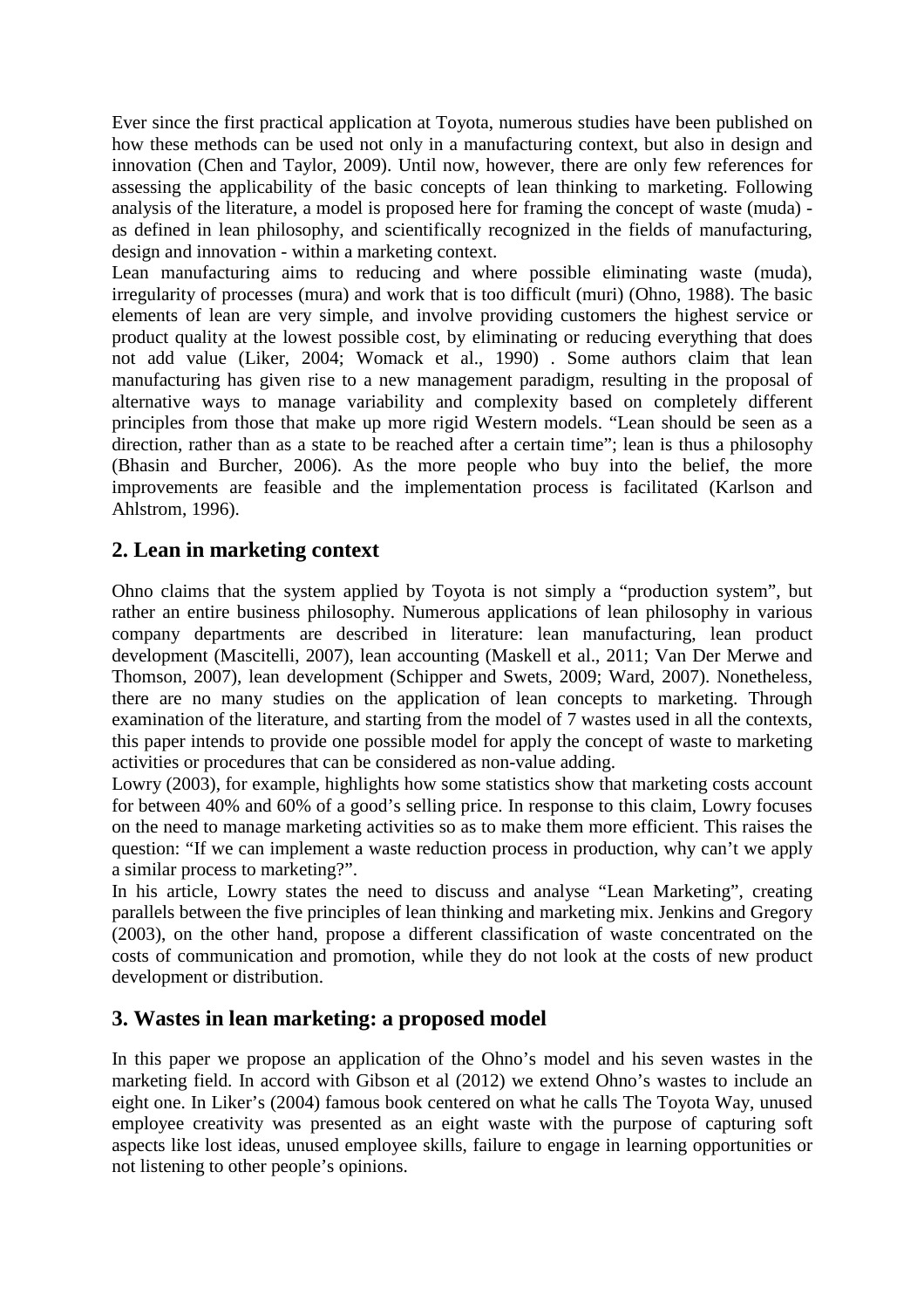Ever since the first practical application at Toyota, numerous studies have been published on how these methods can be used not only in a manufacturing context, but also in design and innovation (Chen and Taylor, 2009). Until now, however, there are only few references for assessing the applicability of the basic concepts of lean thinking to marketing. Following analysis of the literature, a model is proposed here for framing the concept of waste (muda) - as defined in lean philosophy, and scientifically recognized in the fields of manufacturing, design and innovation - within a marketing context.

Lean manufacturing aims to reducing and where possible eliminating waste (muda), irregularity of processes (mura) and work that is too difficult (muri) (Ohno, 1988). The basic elements of lean are very simple, and involve providing customers the highest service or product quality at the lowest possible cost, by eliminating or reducing everything that does not add value (Liker, 2004; Womack et al., 1990) . Some authors claim that lean manufacturing has given rise to a new management paradigm, resulting in the proposal of alternative ways to manage variability and complexity based on completely different principles from those that make up more rigid Western models. "Lean should be seen as a direction, rather than as a state to be reached after a certain time"; lean is thus a philosophy (Bhasin and Burcher, 2006). As the more people who buy into the belief, the more improvements are feasible and the implementation process is facilitated (Karlson and Ahlstrom, 1996).

## 2. Lean in marketing context

Ohno claims that the system applied by Toyota is not simply a "production system", but rather an entire business philosophy. Numerous applications of lean philosophy in various company departments are described in literature: lean manufacturing, lean product development (Mascitelli, 2007), lean accounting (Maskell et al., 2011; Van Der Merwe and Thomson, 2007), lean development (Schipper and Swets, 2009; Ward, 2007). Nonetheless, there are no many studies on the application of lean concepts to marketing. Through examination of the literature, and starting from the model of 7 wastes used in all the contexts, this paper intends to provide one possible model for apply the concept of waste to marketing activities or procedures that can be considered as non-value adding.

Lowry (2003), for example, highlights how some statistics show that marketing costs account for between 40% and 60% of a good's selling price. In response to this claim, Lowry focuses on the need to manage marketing activities so as to make them more efficient. This raises the question: "If we can implement a waste reduction process in production, why can't we apply a similar process to marketing?".

In his article, Lowry states the need to discuss and analyse "Lean Marketing", creating parallels between the five principles of lean thinking and marketing mix. Jenkins and Gregory (2003), on the other hand, propose a different classification of waste concentrated on the costs of communication and promotion, while they do not look at the costs of new product development or distribution.

## 3. Wastes in lean marketing: a proposed model

In this paper we propose an application of the Ohno's model and his seven wastes in the marketing field. In accord with Gibson et al (2012) we extend Ohno's wastes to include an eight one. In Liker's (2004) famous book centered on what he calls The Toyota Way, unused employee creativity was presented as an eight waste with the purpose of capturing soft aspects like lost ideas, unused employee skills, failure to engage in learning opportunities or not listening to other people's opinions.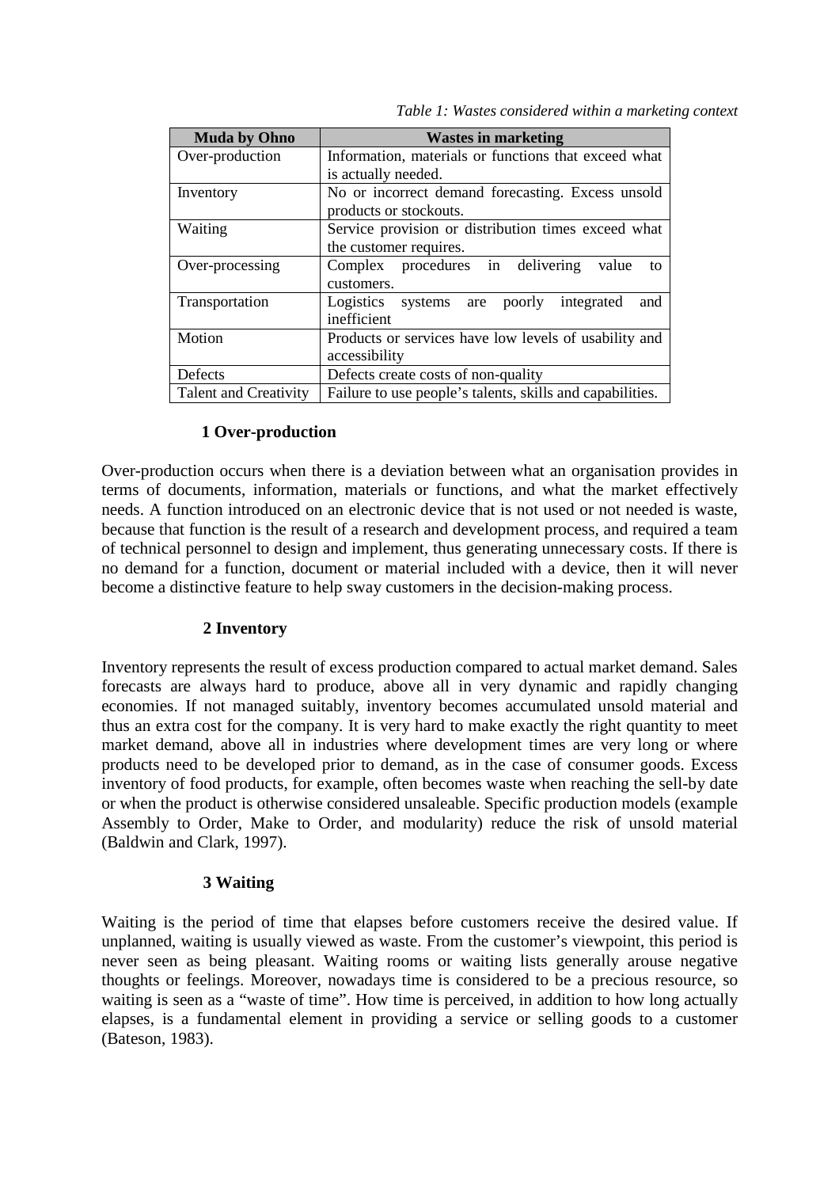*Table 1: Wastes considered within a marketing context*

| Muda by Ohno | Wastes in marketing |
|---|---|
| Over-production | Information, materials or functions that exceed what is actually needed. |
| Inventory | No or incorrect demand forecasting. Excess unsold products or stockouts. |
| Waiting | Service provision or distribution times exceed what the customer requires. |
| Over-processing | Complex procedures in delivering value to customers. |
| Transportation | Logistics systems are poorly integrated and inefficient |
| Motion | Products or services have low levels of usability and accessibility |
| Defects | Defects create costs of non-quality |
| Talent and Creativity | Failure to use people's talents, skills and capabilities. |

### 1 Over-production

Over-production occurs when there is a deviation between what an organisation provides in terms of documents, information, materials or functions, and what the market effectively needs. A function introduced on an electronic device that is not used or not needed is waste, because that function is the result of a research and development process, and required a team of technical personnel to design and implement, thus generating unnecessary costs. If there is no demand for a function, document or material included with a device, then it will never become a distinctive feature to help sway customers in the decision-making process.

### 2 Inventory

Inventory represents the result of excess production compared to actual market demand. Sales forecasts are always hard to produce, above all in very dynamic and rapidly changing economies. If not managed suitably, inventory becomes accumulated unsold material and thus an extra cost for the company. It is very hard to make exactly the right quantity to meet market demand, above all in industries where development times are very long or where products need to be developed prior to demand, as in the case of consumer goods. Excess inventory of food products, for example, often becomes waste when reaching the sell-by date or when the product is otherwise considered unsaleable. Specific production models (example Assembly to Order, Make to Order, and modularity) reduce the risk of unsold material (Baldwin and Clark, 1997).

### 3 Waiting

Waiting is the period of time that elapses before customers receive the desired value. If unplanned, waiting is usually viewed as waste. From the customer's viewpoint, this period is never seen as being pleasant. Waiting rooms or waiting lists generally arouse negative thoughts or feelings. Moreover, nowadays time is considered to be a precious resource, so waiting is seen as a "waste of time". How time is perceived, in addition to how long actually elapses, is a fundamental element in providing a service or selling goods to a customer (Bateson, 1983).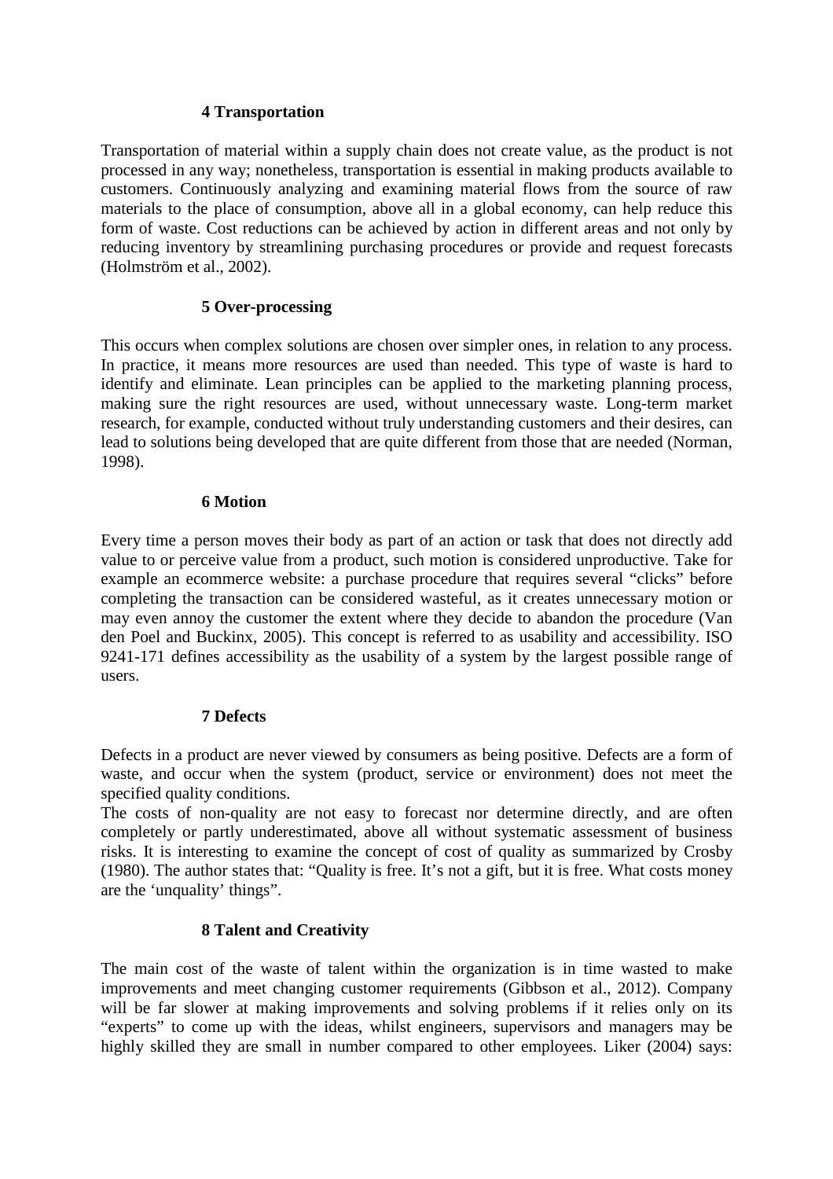### 4 Transportation

Transportation of material within a supply chain does not create value, as the product is not processed in any way; nonetheless, transportation is essential in making products available to customers. Continuously analyzing and examining material flows from the source of raw materials to the place of consumption, above all in a global economy, can help reduce this form of waste. Cost reductions can be achieved by action in different areas and not only by reducing inventory by streamlining purchasing procedures or provide and request forecasts (Holmström et al., 2002).

### 5 Over-processing

This occurs when complex solutions are chosen over simpler ones, in relation to any process. In practice, it means more resources are used than needed. This type of waste is hard to identify and eliminate. Lean principles can be applied to the marketing planning process, making sure the right resources are used, without unnecessary waste. Long-term market research, for example, conducted without truly understanding customers and their desires, can lead to solutions being developed that are quite different from those that are needed (Norman, 1998).

### 6 Motion

Every time a person moves their body as part of an action or task that does not directly add value to or perceive value from a product, such motion is considered unproductive. Take for example an ecommerce website: a purchase procedure that requires several "clicks" before completing the transaction can be considered wasteful, as it creates unnecessary motion or may even annoy the customer the extent where they decide to abandon the procedure (Van den Poel and Buckinx, 2005). This concept is referred to as usability and accessibility. ISO 9241-171 defines accessibility as the usability of a system by the largest possible range of users.

### 7 Defects

Defects in a product are never viewed by consumers as being positive. Defects are a form of waste, and occur when the system (product, service or environment) does not meet the specified quality conditions.
The costs of non-quality are not easy to forecast nor determine directly, and are often completely or partly underestimated, above all without systematic assessment of business risks. It is interesting to examine the concept of cost of quality as summarized by Crosby (1980). The author states that: "Quality is free. It's not a gift, but it is free. What costs money are the 'unquality' things".

### 8 Talent and Creativity

The main cost of the waste of talent within the organization is in time wasted to make improvements and meet changing customer requirements (Gibbson et al., 2012). Company will be far slower at making improvements and solving problems if it relies only on its "experts" to come up with the ideas, whilst engineers, supervisors and managers may be highly skilled they are small in number compared to other employees. Liker (2004) says: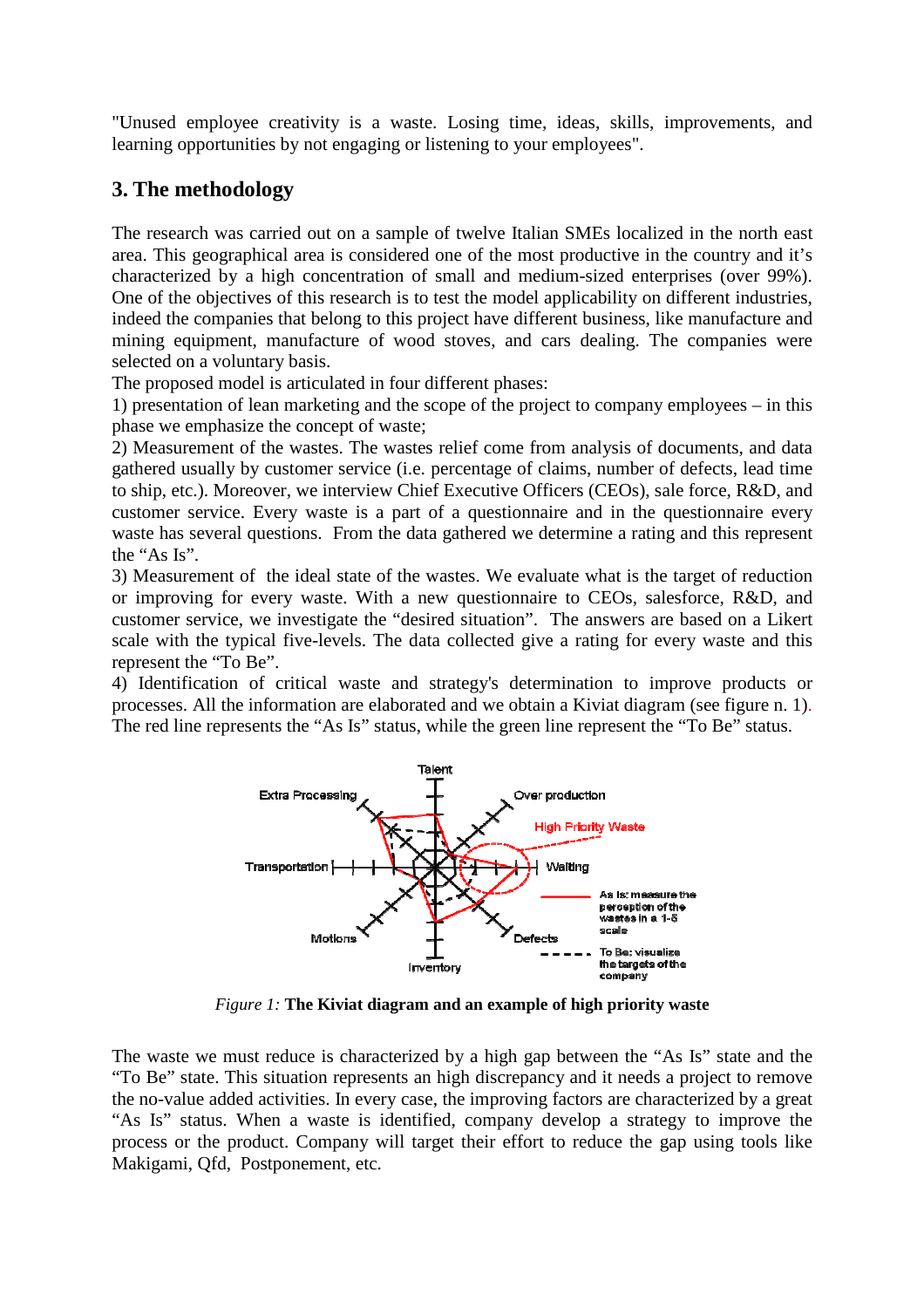"Unused employee creativity is a waste. Losing time, ideas, skills, improvements, and learning opportunities by not engaging or listening to your employees".

## 3. The methodology

The research was carried out on a sample of twelve Italian SMEs localized in the north east area. This geographical area is considered one of the most productive in the country and it's characterized by a high concentration of small and medium-sized enterprises (over 99%). One of the objectives of this research is to test the model applicability on different industries, indeed the companies that belong to this project have different business, like manufacture and mining equipment, manufacture of wood stoves, and cars dealing. The companies were selected on a voluntary basis.

The proposed model is articulated in four different phases:

1) presentation of lean marketing and the scope of the project to company employees – in this phase we emphasize the concept of waste;

2) Measurement of the wastes. The wastes relief come from analysis of documents, and data gathered usually by customer service (i.e. percentage of claims, number of defects, lead time to ship, etc.). Moreover, we interview Chief Executive Officers (CEOs), sale force, R&D, and customer service. Every waste is a part of a questionnaire and in the questionnaire every waste has several questions. From the data gathered we determine a rating and this represent the "As Is".

3) Measurement of the ideal state of the wastes. We evaluate what is the target of reduction or improving for every waste. With a new questionnaire to CEOs, salesforce, R&D, and customer service, we investigate the "desired situation". The answers are based on a Likert scale with the typical five-levels. The data collected give a rating for every waste and this represent the "To Be".

4) Identification of critical waste and strategy's determination to improve products or processes. All the information are elaborated and we obtain a Kiviat diagram (see figure n. 1). The red line represents the "As Is" status, while the green line represent the "To Be" status.

*Figure 1:* **The Kiviat diagram and an example of high priority waste**

The waste we must reduce is characterized by a high gap between the "As Is" state and the "To Be" state. This situation represents an high discrepancy and it needs a project to remove the no-value added activities. In every case, the improving factors are characterized by a great "As Is" status. When a waste is identified, company develop a strategy to improve the process or the product. Company will target their effort to reduce the gap using tools like Makigami, Qfd, Postponement, etc.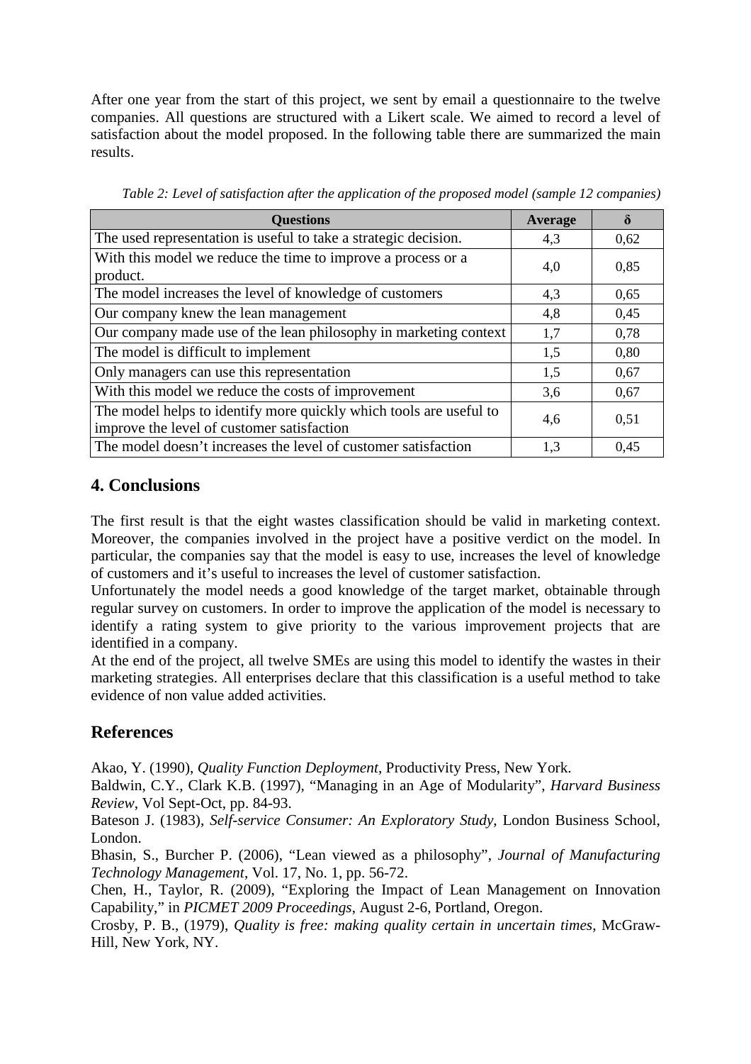After one year from the start of this project, we sent by email a questionnaire to the twelve companies. All questions are structured with a Likert scale. We aimed to record a level of satisfaction about the model proposed. In the following table there are summarized the main results.

*Table 2: Level of satisfaction after the application of the proposed model (sample 12 companies)*

| Questions | Average | δ |
|---|---|---|
| The used representation is useful to take a strategic decision. | 4,3 | 0,62 |
| With this model we reduce the time to improve a process or a product. | 4,0 | 0,85 |
| The model increases the level of knowledge of customers | 4,3 | 0,65 |
| Our company knew the lean management | 4,8 | 0,45 |
| Our company made use of the lean philosophy in marketing context | 1,7 | 0,78 |
| The model is difficult to implement | 1,5 | 0,80 |
| Only managers can use this representation | 1,5 | 0,67 |
| With this model we reduce the costs of improvement | 3,6 | 0,67 |
| The model helps to identify more quickly which tools are useful to improve the level of customer satisfaction | 4,6 | 0,51 |
| The model doesn't increases the level of customer satisfaction | 1,3 | 0,45 |

## 4. Conclusions

The first result is that the eight wastes classification should be valid in marketing context. Moreover, the companies involved in the project have a positive verdict on the model. In particular, the companies say that the model is easy to use, increases the level of knowledge of customers and it's useful to increases the level of customer satisfaction.
Unfortunately the model needs a good knowledge of the target market, obtainable through regular survey on customers. In order to improve the application of the model is necessary to identify a rating system to give priority to the various improvement projects that are identified in a company.
At the end of the project, all twelve SMEs are using this model to identify the wastes in their marketing strategies. All enterprises declare that this classification is a useful method to take evidence of non value added activities.

## References

Akao, Y. (1990), *Quality Function Deployment*, Productivity Press, New York.
Baldwin, C.Y., Clark K.B. (1997), "Managing in an Age of Modularity", *Harvard Business Review*, Vol Sept-Oct, pp. 84-93.
Bateson J. (1983), *Self-service Consumer: An Exploratory Study*, London Business School, London.
Bhasin, S., Burcher P. (2006), "Lean viewed as a philosophy", *Journal of Manufacturing Technology Management*, Vol. 17, No. 1, pp. 56-72.
Chen, H., Taylor, R. (2009), "Exploring the Impact of Lean Management on Innovation Capability," in *PICMET 2009 Proceedings*, August 2-6, Portland, Oregon.
Crosby, P. B., (1979), *Quality is free: making quality certain in uncertain times*, McGraw-Hill, New York, NY.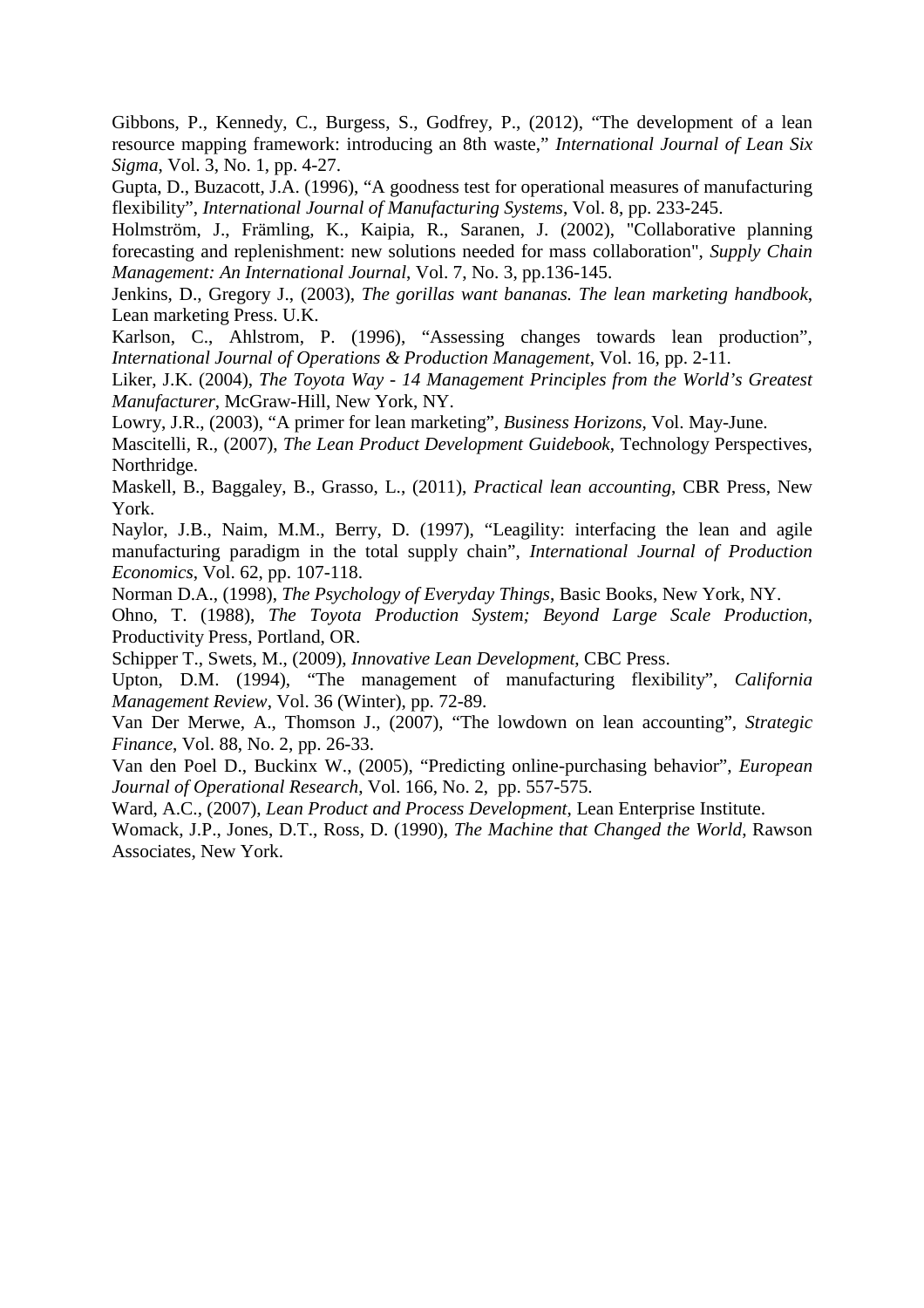Gibbons, P., Kennedy, C., Burgess, S., Godfrey, P., (2012), "The development of a lean resource mapping framework: introducing an 8th waste," *International Journal of Lean Six Sigma*, Vol. 3, No. 1, pp. 4-27.

Gupta, D., Buzacott, J.A. (1996), "A goodness test for operational measures of manufacturing flexibility", *International Journal of Manufacturing Systems*, Vol. 8, pp. 233-245.

Holmström, J., Främling, K., Kaipia, R., Saranen, J. (2002), "Collaborative planning forecasting and replenishment: new solutions needed for mass collaboration", *Supply Chain Management: An International Journal*, Vol. 7, No. 3, pp.136-145.

Jenkins, D., Gregory J., (2003), *The gorillas want bananas. The lean marketing handbook*, Lean marketing Press. U.K.

Karlson, C., Ahlstrom, P. (1996), "Assessing changes towards lean production", *International Journal of Operations & Production Management*, Vol. 16, pp. 2-11.

Liker, J.K. (2004), *The Toyota Way - 14 Management Principles from the World's Greatest Manufacturer*, McGraw-Hill, New York, NY.

Lowry, J.R., (2003), "A primer for lean marketing", *Business Horizons*, Vol. May-June.

Mascitelli, R., (2007), *The Lean Product Development Guidebook*, Technology Perspectives, Northridge.

Maskell, B., Baggaley, B., Grasso, L., (2011), *Practical lean accounting*, CBR Press, New York.

Naylor, J.B., Naim, M.M., Berry, D. (1997), "Leagility: interfacing the lean and agile manufacturing paradigm in the total supply chain", *International Journal of Production Economics*, Vol. 62, pp. 107-118.

Norman D.A., (1998), *The Psychology of Everyday Things*, Basic Books, New York, NY.

Ohno, T. (1988), *The Toyota Production System; Beyond Large Scale Production*, Productivity Press, Portland, OR.

Schipper T., Swets, M., (2009), *Innovative Lean Development*, CBC Press.

Upton, D.M. (1994), "The management of manufacturing flexibility", *California Management Review*, Vol. 36 (Winter), pp. 72-89.

Van Der Merwe, A., Thomson J., (2007), "The lowdown on lean accounting", *Strategic Finance*, Vol. 88, No. 2, pp. 26-33.

Van den Poel D., Buckinx W., (2005), "Predicting online-purchasing behavior", *European Journal of Operational Research*, Vol. 166, No. 2, pp. 557-575.

Ward, A.C., (2007), *Lean Product and Process Development*, Lean Enterprise Institute.

Womack, J.P., Jones, D.T., Ross, D. (1990), *The Machine that Changed the World*, Rawson Associates, New York.